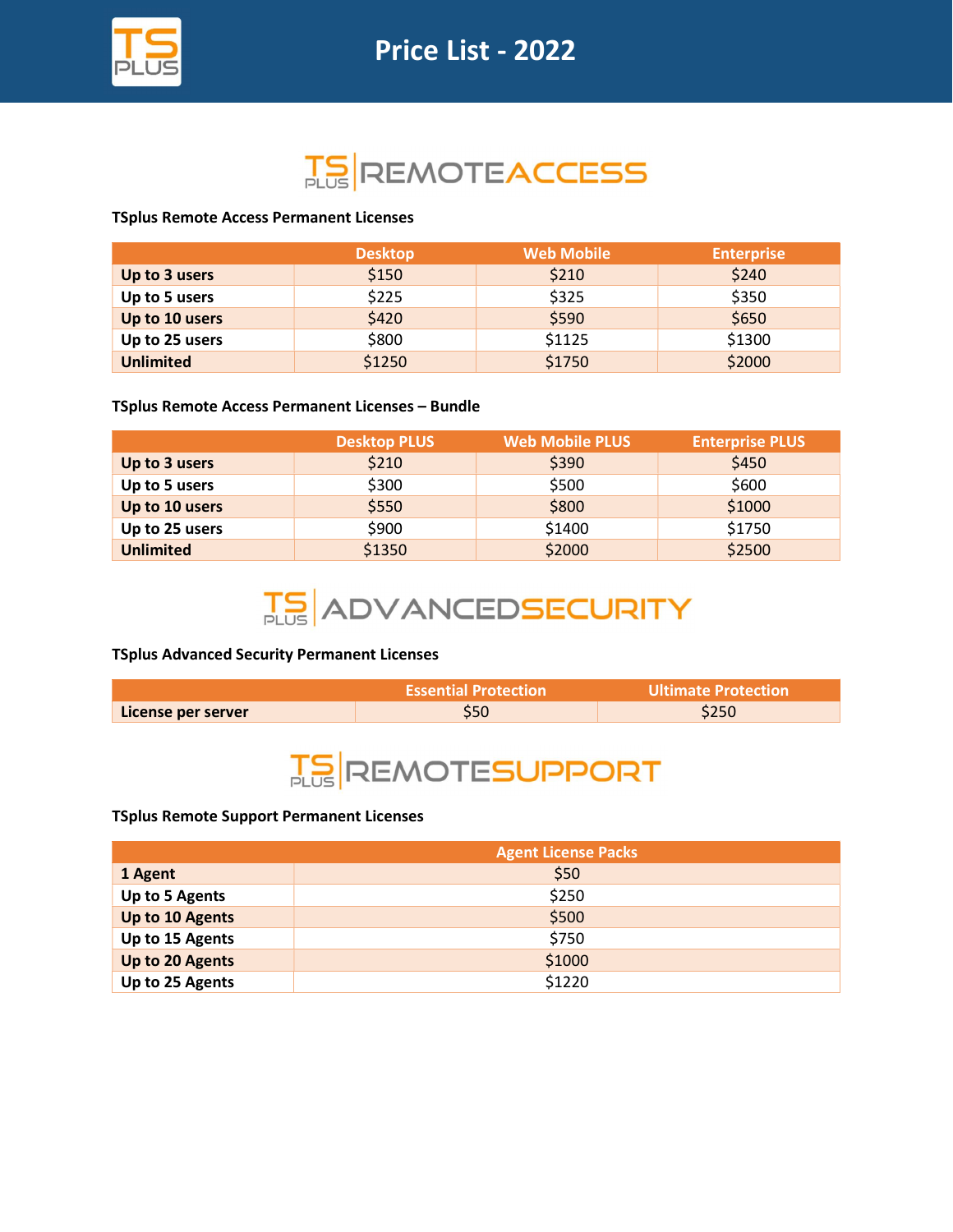# Price List - 2022

## TSPLUS REMOTEACCESS

### TSplus Remote Access Permanent Licenses

| | Desktop | Web Mobile | Enterprise |
|---|---|---|---|
| **Up to 3 users** | $150 | $210 | $240 |
| **Up to 5 users** | $225 | $325 | $350 |
| **Up to 10 users** | $420 | $590 | $650 |
| **Up to 25 users** | $800 | $1125 | $1300 |
| **Unlimited** | $1250 | $1750 | $2000 |

### TSplus Remote Access Permanent Licenses – Bundle

| | Desktop PLUS | Web Mobile PLUS | Enterprise PLUS |
|---|---|---|---|
| **Up to 3 users** | $210 | $390 | $450 |
| **Up to 5 users** | $300 | $500 | $600 |
| **Up to 10 users** | $550 | $800 | $1000 |
| **Up to 25 users** | $900 | $1400 | $1750 |
| **Unlimited** | $1350 | $2000 | $2500 |

## TSPLUS ADVANCEDSECURITY

### TSplus Advanced Security Permanent Licenses

| | Essential Protection | Ultimate Protection |
|---|---|---|
| **License per server** | $50 | $250 |

## TSPLUS REMOTESUPPORT

### TSplus Remote Support Permanent Licenses

| | Agent License Packs |
|---|---|
| **1 Agent** | $50 |
| **Up to 5 Agents** | $250 |
| **Up to 10 Agents** | $500 |
| **Up to 15 Agents** | $750 |
| **Up to 20 Agents** | $1000 |
| **Up to 25 Agents** | $1220 |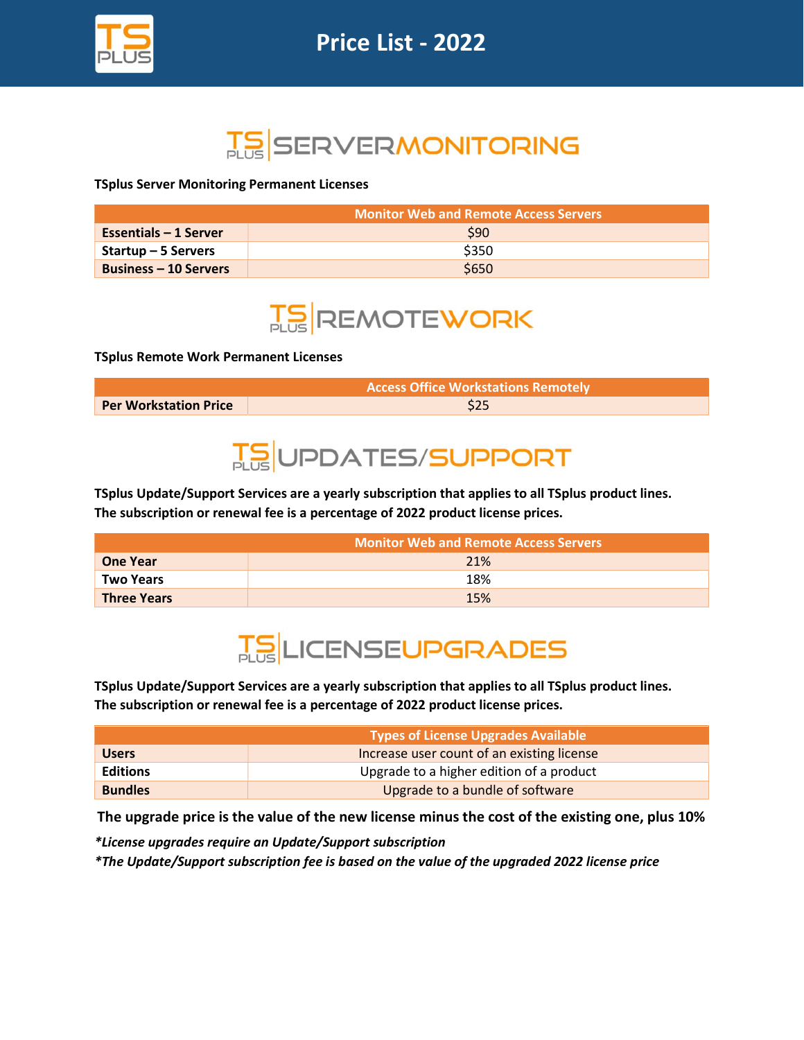# Price List - 2022

## TS PLUS | SERVERMONITORING

**TSplus Server Monitoring Permanent Licenses**

| | Monitor Web and Remote Access Servers |
|---|---|
| **Essentials – 1 Server** | $90 |
| **Startup – 5 Servers** | $350 |
| **Business – 10 Servers** | $650 |

## TS PLUS | REMOTEWORK

**TSplus Remote Work Permanent Licenses**

| | Access Office Workstations Remotely |
|---|---|
| **Per Workstation Price** | $25 |

## TS PLUS | UPDATES/SUPPORT

**TSplus Update/Support Services are a yearly subscription that applies to all TSplus product lines.**
**The subscription or renewal fee is a percentage of 2022 product license prices.**

| | Monitor Web and Remote Access Servers |
|---|---|
| **One Year** | 21% |
| **Two Years** | 18% |
| **Three Years** | 15% |

## TS PLUS | LICENSEUPGRADES

**TSplus Update/Support Services are a yearly subscription that applies to all TSplus product lines.**
**The subscription or renewal fee is a percentage of 2022 product license prices.**

| | Types of License Upgrades Available |
|---|---|
| **Users** | Increase user count of an existing license |
| **Editions** | Upgrade to a higher edition of a product |
| **Bundles** | Upgrade to a bundle of software |

**The upgrade price is the value of the new license minus the cost of the existing one, plus 10%**

***License upgrades require an Update/Support subscription***

***The Update/Support subscription fee is based on the value of the upgraded 2022 license price***